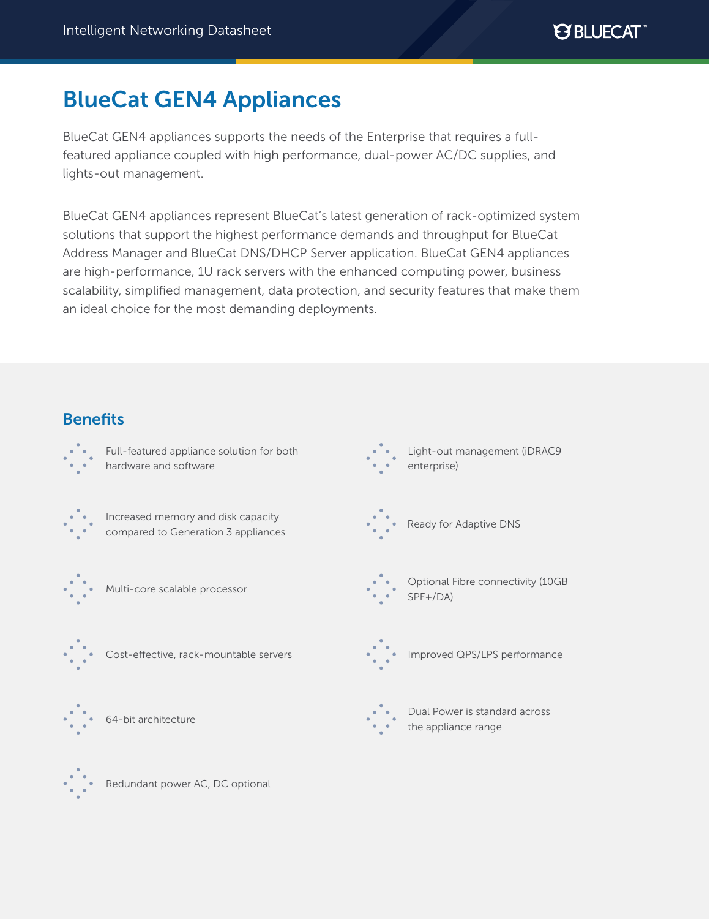# BlueCat GEN4 Appliances

BlueCat GEN4 appliances supports the needs of the Enterprise that requires a full-featured appliance coupled with high performance, dual-power AC/DC supplies, and lights-out management.

BlueCat GEN4 appliances represent BlueCat's latest generation of rack-optimized system solutions that support the highest performance demands and throughput for BlueCat Address Manager and BlueCat DNS/DHCP Server application. BlueCat GEN4 appliances are high-performance, 1U rack servers with the enhanced computing power, business scalability, simplified management, data protection, and security features that make them an ideal choice for the most demanding deployments.

## Benefits

- Full-featured appliance solution for both hardware and software
- Increased memory and disk capacity compared to Generation 3 appliances
- Multi-core scalable processor
- Cost-effective, rack-mountable servers
- 64-bit architecture
- Redundant power AC, DC optional
- Light-out management (iDRAC9 enterprise)
- Ready for Adaptive DNS
- Optional Fibre connectivity (10GB SPF+/DA)
- Improved QPS/LPS performance
- Dual Power is standard across the appliance range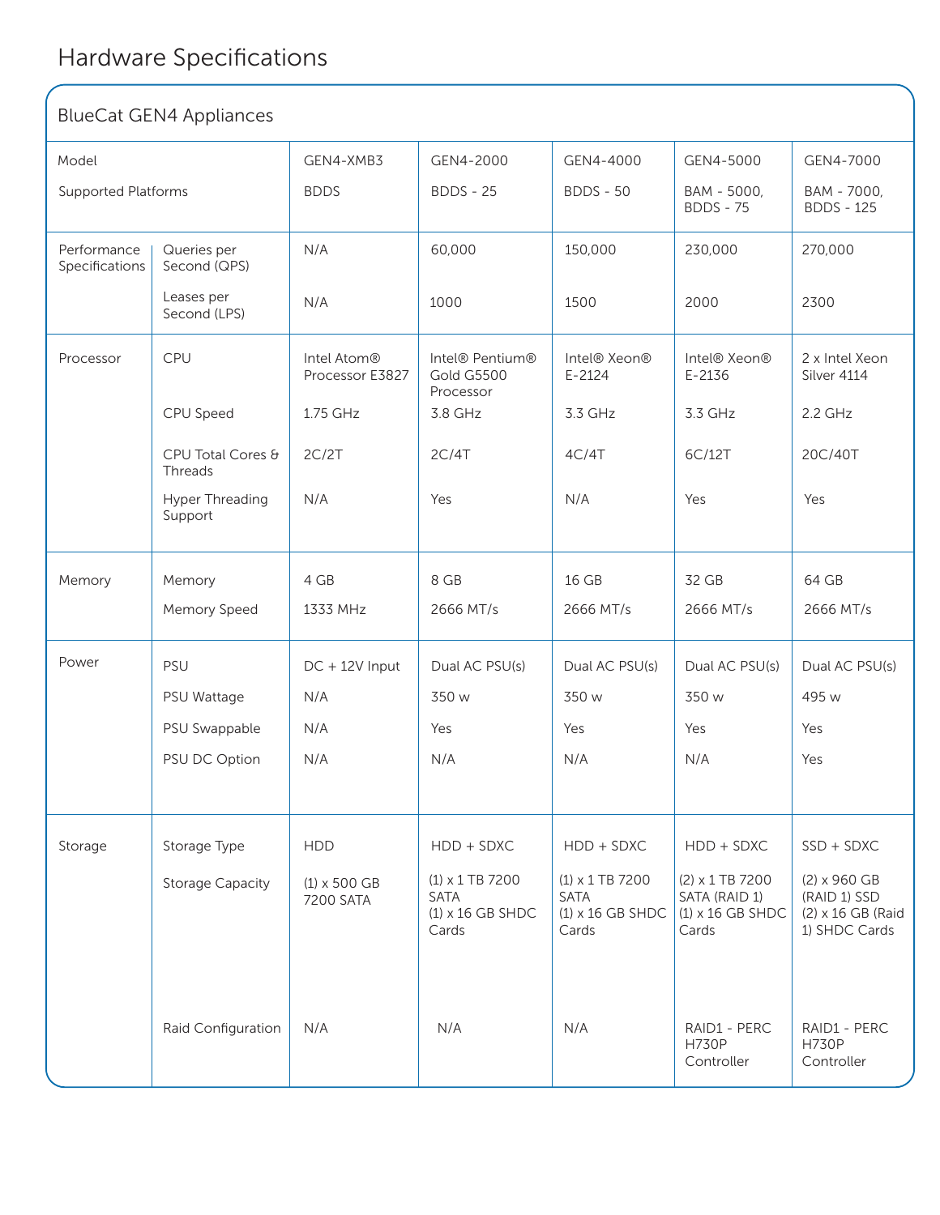# Hardware Specifications

## BlueCat GEN4 Appliances

| Model | | GEN4-XMB3 | GEN4-2000 | GEN4-4000 | GEN4-5000 | GEN4-7000 |
|---|---|---|---|---|---|---|
| Supported Platforms | | BDDS | BDDS - 25 | BDDS - 50 | BAM - 5000, BDDS - 75 | BAM - 7000, BDDS - 125 |
| Performance Specifications | Queries per Second (QPS) | N/A | 60,000 | 150,000 | 230,000 | 270,000 |
| | Leases per Second (LPS) | N/A | 1000 | 1500 | 2000 | 2300 |
| Processor | CPU | Intel Atom® Processor E3827 | Intel® Pentium® Gold G5500 Processor | Intel® Xeon® E-2124 | Intel® Xeon® E-2136 | 2 x Intel Xeon Silver 4114 |
| | CPU Speed | 1.75 GHz | 3.8 GHz | 3.3 GHz | 3.3 GHz | 2.2 GHz |
| | CPU Total Cores & Threads | 2C/2T | 2C/4T | 4C/4T | 6C/12T | 20C/40T |
| | Hyper Threading Support | N/A | Yes | N/A | Yes | Yes |
| Memory | Memory | 4 GB | 8 GB | 16 GB | 32 GB | 64 GB |
| | Memory Speed | 1333 MHz | 2666 MT/s | 2666 MT/s | 2666 MT/s | 2666 MT/s |
| Power | PSU | DC + 12V Input | Dual AC PSU(s) | Dual AC PSU(s) | Dual AC PSU(s) | Dual AC PSU(s) |
| | PSU Wattage | N/A | 350 w | 350 w | 350 w | 495 w |
| | PSU Swappable | N/A | Yes | Yes | Yes | Yes |
| | PSU DC Option | N/A | N/A | N/A | N/A | Yes |
| Storage | Storage Type | HDD | HDD + SDXC | HDD + SDXC | HDD + SDXC | SSD + SDXC |
| | Storage Capacity | (1) x 500 GB 7200 SATA | (1) x 1 TB 7200 SATA (1) x 16 GB SHDC Cards | (1) x 1 TB 7200 SATA (1) x 16 GB SHDC Cards | (2) x 1 TB 7200 SATA (RAID 1) (1) x 16 GB SHDC Cards | (2) x 960 GB (RAID 1) SSD (2) x 16 GB (Raid 1) SHDC Cards |
| | Raid Configuration | N/A | N/A | N/A | RAID1 - PERC H730P Controller | RAID1 - PERC H730P Controller |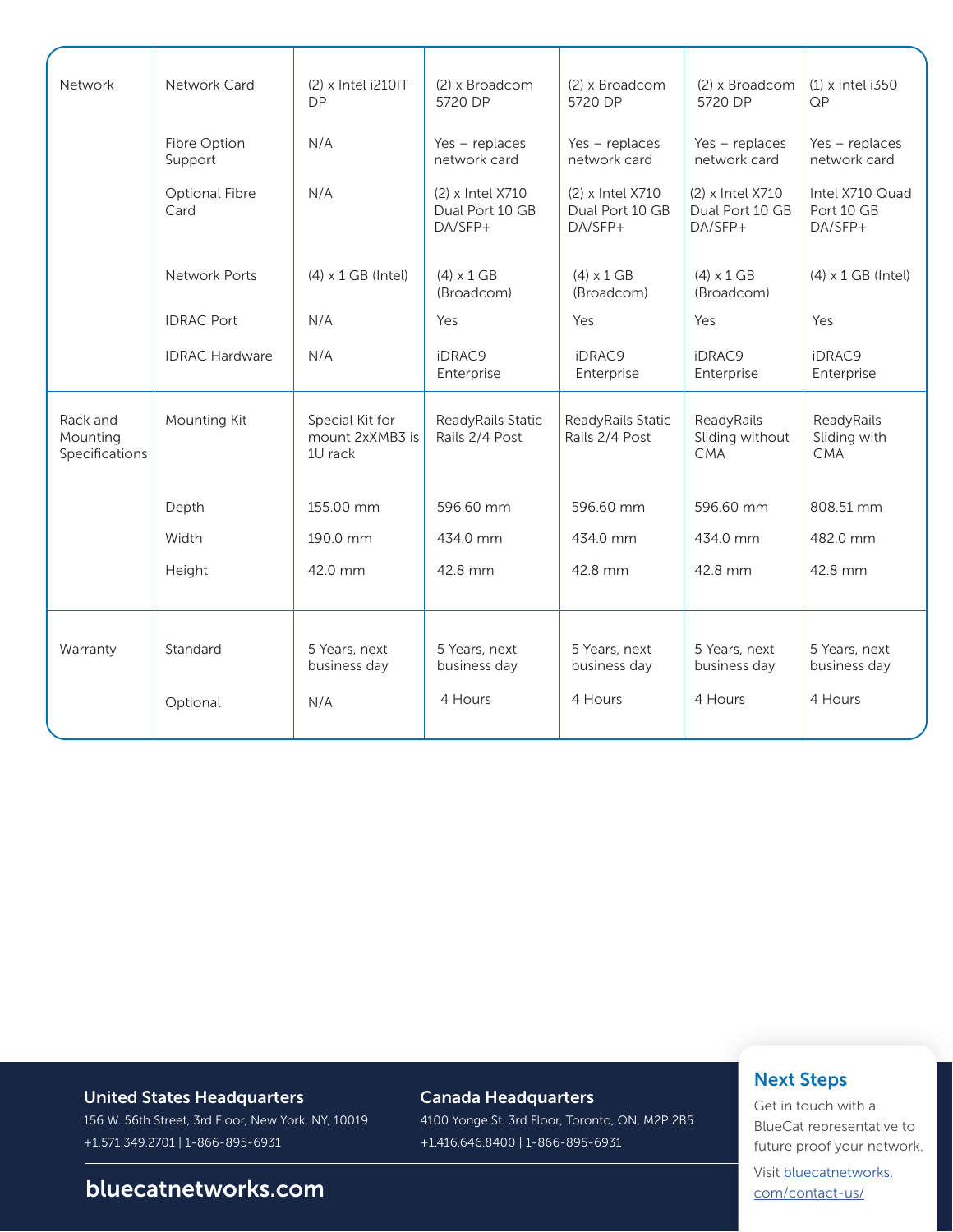| | | | | | | |
|---|---|---|---|---|---|---|
| Network | Network Card | (2) x Intel i210IT DP | (2) x Broadcom 5720 DP | (2) x Broadcom 5720 DP | (2) x Broadcom 5720 DP | (1) x Intel i350 QP |
| | Fibre Option Support | N/A | Yes – replaces network card | Yes – replaces network card | Yes – replaces network card | Yes – replaces network card |
| | Optional Fibre Card | N/A | (2) x Intel X710 Dual Port 10 GB DA/SFP+ | (2) x Intel X710 Dual Port 10 GB DA/SFP+ | (2) x Intel X710 Dual Port 10 GB DA/SFP+ | Intel X710 Quad Port 10 GB DA/SFP+ |
| | Network Ports | (4) x 1 GB (Intel) | (4) x 1 GB (Broadcom) | (4) x 1 GB (Broadcom) | (4) x 1 GB (Broadcom) | (4) x 1 GB (Intel) |
| | IDRAC Port | N/A | Yes | Yes | Yes | Yes |
| | IDRAC Hardware | N/A | iDRAC9 Enterprise | iDRAC9 Enterprise | iDRAC9 Enterprise | iDRAC9 Enterprise |
| Rack and Mounting Specifications | Mounting Kit | Special Kit for mount 2xXMB3 is 1U rack | ReadyRails Static Rails 2/4 Post | ReadyRails Static Rails 2/4 Post | ReadyRails Sliding without CMA | ReadyRails Sliding with CMA |
| | Depth | 155.00 mm | 596.60 mm | 596.60 mm | 596.60 mm | 808.51 mm |
| | Width | 190.0 mm | 434.0 mm | 434.0 mm | 434.0 mm | 482.0 mm |
| | Height | 42.0 mm | 42.8 mm | 42.8 mm | 42.8 mm | 42.8 mm |
| Warranty | Standard | 5 Years, next business day | 5 Years, next business day | 5 Years, next business day | 5 Years, next business day | 5 Years, next business day |
| | Optional | N/A | 4 Hours | 4 Hours | 4 Hours | 4 Hours |

**United States Headquarters**
156 W. 56th Street, 3rd Floor, New York, NY, 10019
+1.571.349.2701 | 1-866-895-6931

**Canada Headquarters**
4100 Yonge St. 3rd Floor, Toronto, ON, M2P 2B5
+1.416.646.8400 | 1-866-895-6931

**bluecatnetworks.com**

## Next Steps

Get in touch with a BlueCat representative to future proof your network.

Visit bluecatnetworks.com/contact-us/